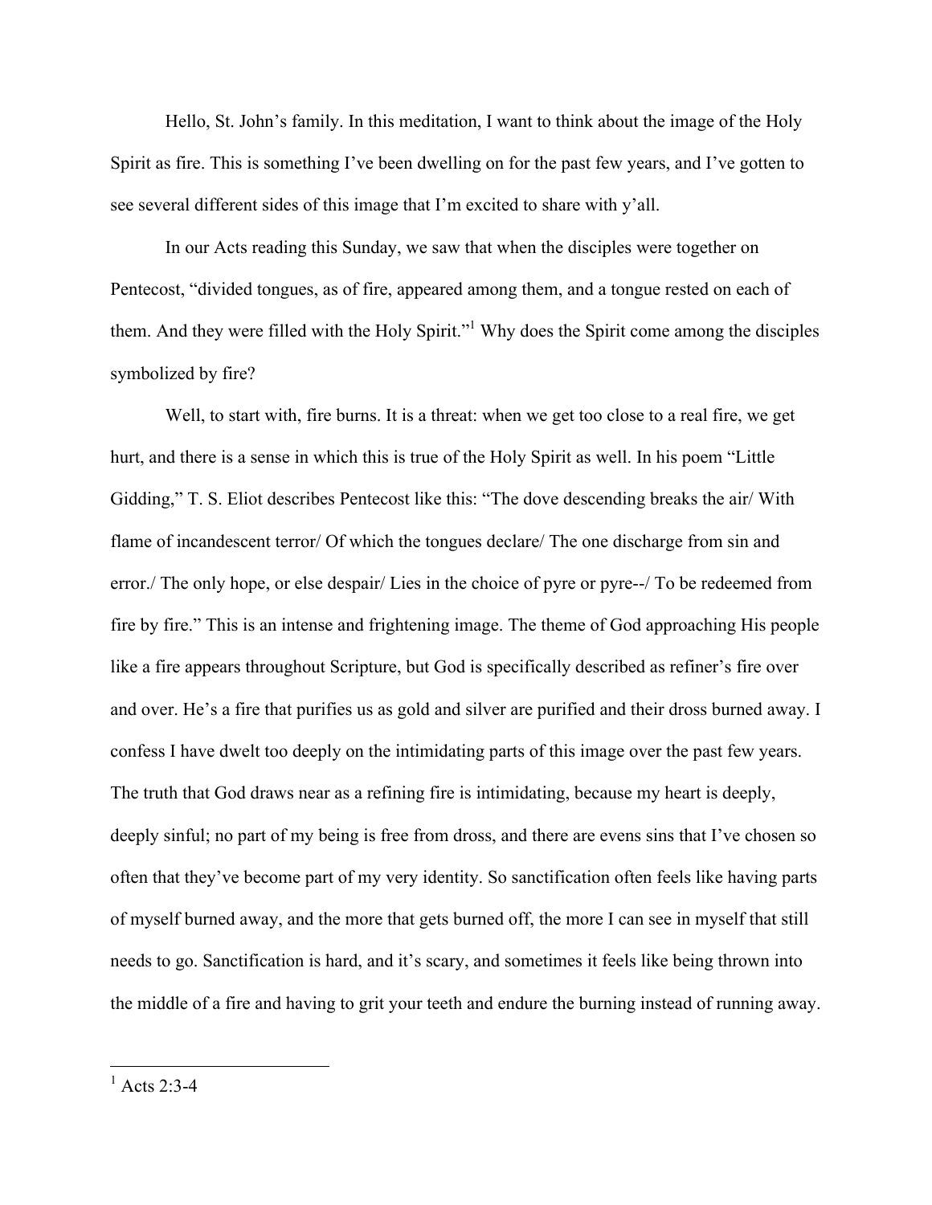Hello, St. John's family. In this meditation, I want to think about the image of the Holy Spirit as fire. This is something I've been dwelling on for the past few years, and I've gotten to see several different sides of this image that I'm excited to share with y'all.

In our Acts reading this Sunday, we saw that when the disciples were together on Pentecost, "divided tongues, as of fire, appeared among them, and a tongue rested on each of them. And they were filled with the Holy Spirit."[1] Why does the Spirit come among the disciples symbolized by fire?

Well, to start with, fire burns. It is a threat: when we get too close to a real fire, we get hurt, and there is a sense in which this is true of the Holy Spirit as well. In his poem "Little Gidding," T. S. Eliot describes Pentecost like this: "The dove descending breaks the air/ With flame of incandescent terror/ Of which the tongues declare/ The one discharge from sin and error./ The only hope, or else despair/ Lies in the choice of pyre or pyre--/ To be redeemed from fire by fire." This is an intense and frightening image. The theme of God approaching His people like a fire appears throughout Scripture, but God is specifically described as refiner's fire over and over. He's a fire that purifies us as gold and silver are purified and their dross burned away. I confess I have dwelt too deeply on the intimidating parts of this image over the past few years. The truth that God draws near as a refining fire is intimidating, because my heart is deeply, deeply sinful; no part of my being is free from dross, and there are evens sins that I've chosen so often that they've become part of my very identity. So sanctification often feels like having parts of myself burned away, and the more that gets burned off, the more I can see in myself that still needs to go. Sanctification is hard, and it's scary, and sometimes it feels like being thrown into the middle of a fire and having to grit your teeth and endure the burning instead of running away.

---

[1] Acts 2:3-4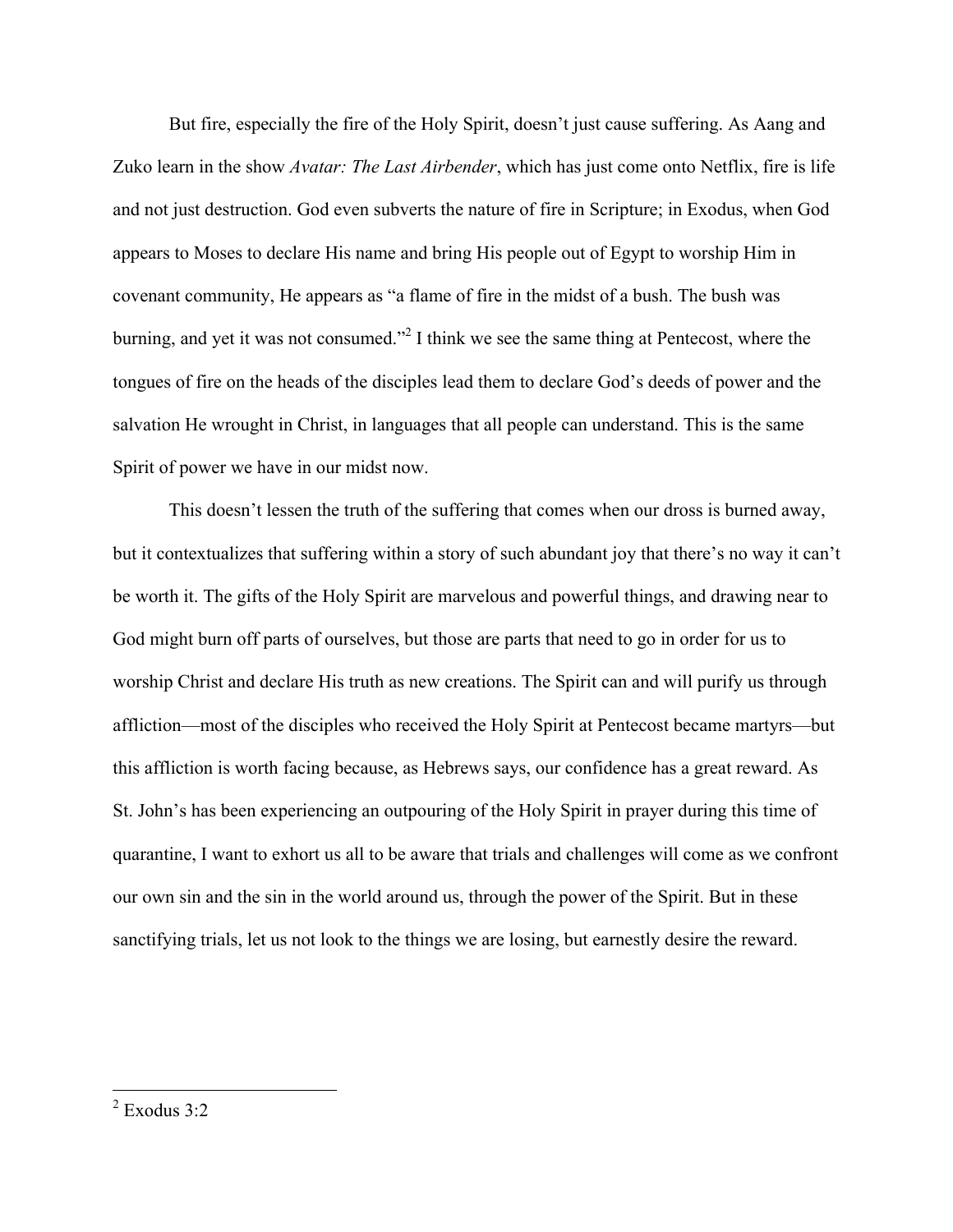But fire, especially the fire of the Holy Spirit, doesn't just cause suffering. As Aang and Zuko learn in the show *Avatar: The Last Airbender*, which has just come onto Netflix, fire is life and not just destruction. God even subverts the nature of fire in Scripture; in Exodus, when God appears to Moses to declare His name and bring His people out of Egypt to worship Him in covenant community, He appears as "a flame of fire in the midst of a bush. The bush was burning, and yet it was not consumed."[2] I think we see the same thing at Pentecost, where the tongues of fire on the heads of the disciples lead them to declare God's deeds of power and the salvation He wrought in Christ, in languages that all people can understand. This is the same Spirit of power we have in our midst now.

This doesn't lessen the truth of the suffering that comes when our dross is burned away, but it contextualizes that suffering within a story of such abundant joy that there's no way it can't be worth it. The gifts of the Holy Spirit are marvelous and powerful things, and drawing near to God might burn off parts of ourselves, but those are parts that need to go in order for us to worship Christ and declare His truth as new creations. The Spirit can and will purify us through affliction—most of the disciples who received the Holy Spirit at Pentecost became martyrs—but this affliction is worth facing because, as Hebrews says, our confidence has a great reward. As St. John's has been experiencing an outpouring of the Holy Spirit in prayer during this time of quarantine, I want to exhort us all to be aware that trials and challenges will come as we confront our own sin and the sin in the world around us, through the power of the Spirit. But in these sanctifying trials, let us not look to the things we are losing, but earnestly desire the reward.

---

[2] Exodus 3:2